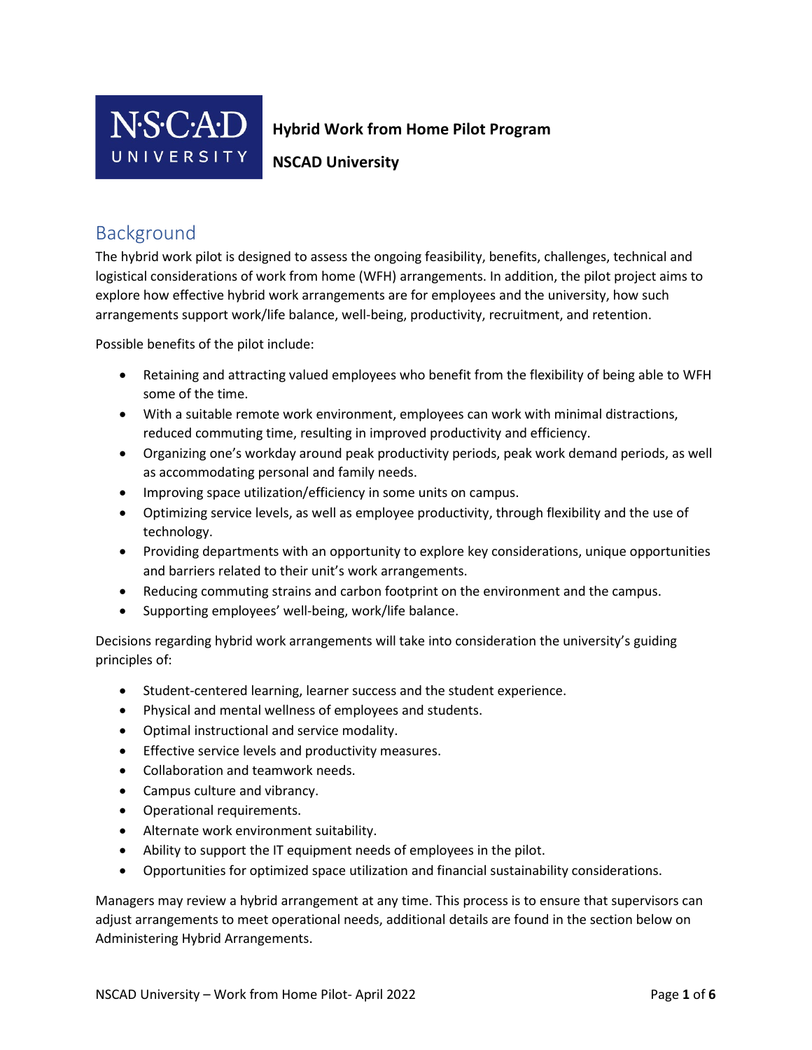**Hybrid Work from Home Pilot Program**

**NSCAD University**

## Background

The hybrid work pilot is designed to assess the ongoing feasibility, benefits, challenges, technical and logistical considerations of work from home (WFH) arrangements. In addition, the pilot project aims to explore how effective hybrid work arrangements are for employees and the university, how such arrangements support work/life balance, well-being, productivity, recruitment, and retention.

Possible benefits of the pilot include:

- Retaining and attracting valued employees who benefit from the flexibility of being able to WFH some of the time.
- With a suitable remote work environment, employees can work with minimal distractions, reduced commuting time, resulting in improved productivity and efficiency.
- Organizing one's workday around peak productivity periods, peak work demand periods, as well as accommodating personal and family needs.
- Improving space utilization/efficiency in some units on campus.
- Optimizing service levels, as well as employee productivity, through flexibility and the use of technology.
- Providing departments with an opportunity to explore key considerations, unique opportunities and barriers related to their unit's work arrangements.
- Reducing commuting strains and carbon footprint on the environment and the campus.
- Supporting employees' well-being, work/life balance.

Decisions regarding hybrid work arrangements will take into consideration the university's guiding principles of:

- Student-centered learning, learner success and the student experience.
- Physical and mental wellness of employees and students.
- Optimal instructional and service modality.
- Effective service levels and productivity measures.
- Collaboration and teamwork needs.
- Campus culture and vibrancy.
- Operational requirements.
- Alternate work environment suitability.
- Ability to support the IT equipment needs of employees in the pilot.
- Opportunities for optimized space utilization and financial sustainability considerations.

Managers may review a hybrid arrangement at any time. This process is to ensure that supervisors can adjust arrangements to meet operational needs, additional details are found in the section below on Administering Hybrid Arrangements.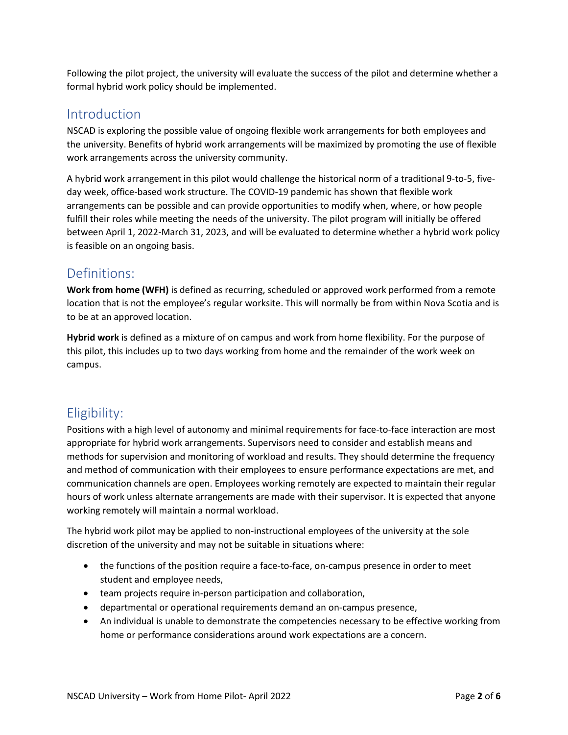Following the pilot project, the university will evaluate the success of the pilot and determine whether a formal hybrid work policy should be implemented.

## Introduction

NSCAD is exploring the possible value of ongoing flexible work arrangements for both employees and the university. Benefits of hybrid work arrangements will be maximized by promoting the use of flexible work arrangements across the university community.

A hybrid work arrangement in this pilot would challenge the historical norm of a traditional 9-to-5, five-day week, office-based work structure. The COVID-19 pandemic has shown that flexible work arrangements can be possible and can provide opportunities to modify when, where, or how people fulfill their roles while meeting the needs of the university. The pilot program will initially be offered between April 1, 2022-March 31, 2023, and will be evaluated to determine whether a hybrid work policy is feasible on an ongoing basis.

## Definitions:

**Work from home (WFH)** is defined as recurring, scheduled or approved work performed from a remote location that is not the employee's regular worksite. This will normally be from within Nova Scotia and is to be at an approved location.

**Hybrid work** is defined as a mixture of on campus and work from home flexibility. For the purpose of this pilot, this includes up to two days working from home and the remainder of the work week on campus.

## Eligibility:

Positions with a high level of autonomy and minimal requirements for face-to-face interaction are most appropriate for hybrid work arrangements. Supervisors need to consider and establish means and methods for supervision and monitoring of workload and results. They should determine the frequency and method of communication with their employees to ensure performance expectations are met, and communication channels are open. Employees working remotely are expected to maintain their regular hours of work unless alternate arrangements are made with their supervisor. It is expected that anyone working remotely will maintain a normal workload.

The hybrid work pilot may be applied to non-instructional employees of the university at the sole discretion of the university and may not be suitable in situations where:

- the functions of the position require a face-to-face, on-campus presence in order to meet student and employee needs,
- team projects require in-person participation and collaboration,
- departmental or operational requirements demand an on-campus presence,
- An individual is unable to demonstrate the competencies necessary to be effective working from home or performance considerations around work expectations are a concern.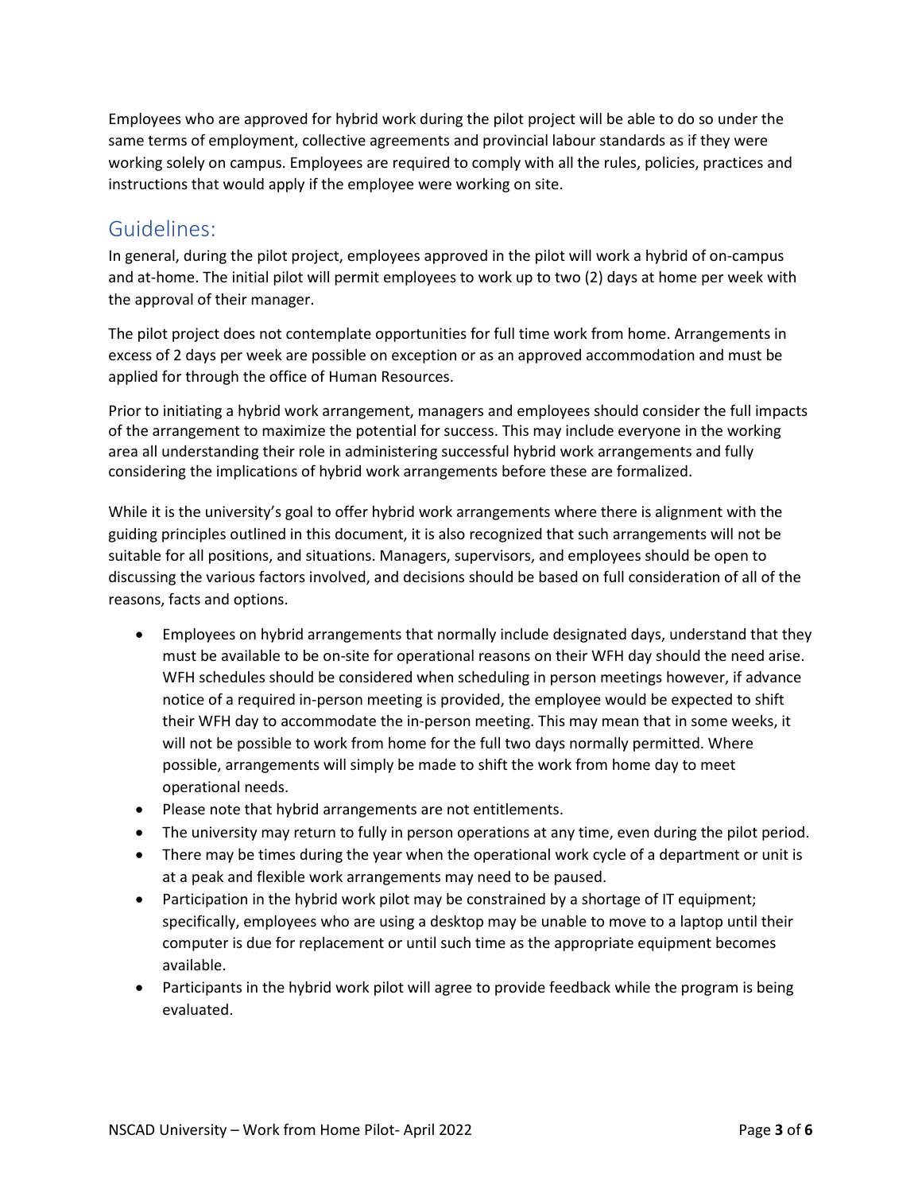Employees who are approved for hybrid work during the pilot project will be able to do so under the same terms of employment, collective agreements and provincial labour standards as if they were working solely on campus. Employees are required to comply with all the rules, policies, practices and instructions that would apply if the employee were working on site.

## Guidelines:

In general, during the pilot project, employees approved in the pilot will work a hybrid of on-campus and at-home. The initial pilot will permit employees to work up to two (2) days at home per week with the approval of their manager.

The pilot project does not contemplate opportunities for full time work from home. Arrangements in excess of 2 days per week are possible on exception or as an approved accommodation and must be applied for through the office of Human Resources.

Prior to initiating a hybrid work arrangement, managers and employees should consider the full impacts of the arrangement to maximize the potential for success. This may include everyone in the working area all understanding their role in administering successful hybrid work arrangements and fully considering the implications of hybrid work arrangements before these are formalized.

While it is the university's goal to offer hybrid work arrangements where there is alignment with the guiding principles outlined in this document, it is also recognized that such arrangements will not be suitable for all positions, and situations. Managers, supervisors, and employees should be open to discussing the various factors involved, and decisions should be based on full consideration of all of the reasons, facts and options.

- Employees on hybrid arrangements that normally include designated days, understand that they must be available to be on-site for operational reasons on their WFH day should the need arise. WFH schedules should be considered when scheduling in person meetings however, if advance notice of a required in-person meeting is provided, the employee would be expected to shift their WFH day to accommodate the in-person meeting. This may mean that in some weeks, it will not be possible to work from home for the full two days normally permitted. Where possible, arrangements will simply be made to shift the work from home day to meet operational needs.
- Please note that hybrid arrangements are not entitlements.
- The university may return to fully in person operations at any time, even during the pilot period.
- There may be times during the year when the operational work cycle of a department or unit is at a peak and flexible work arrangements may need to be paused.
- Participation in the hybrid work pilot may be constrained by a shortage of IT equipment; specifically, employees who are using a desktop may be unable to move to a laptop until their computer is due for replacement or until such time as the appropriate equipment becomes available.
- Participants in the hybrid work pilot will agree to provide feedback while the program is being evaluated.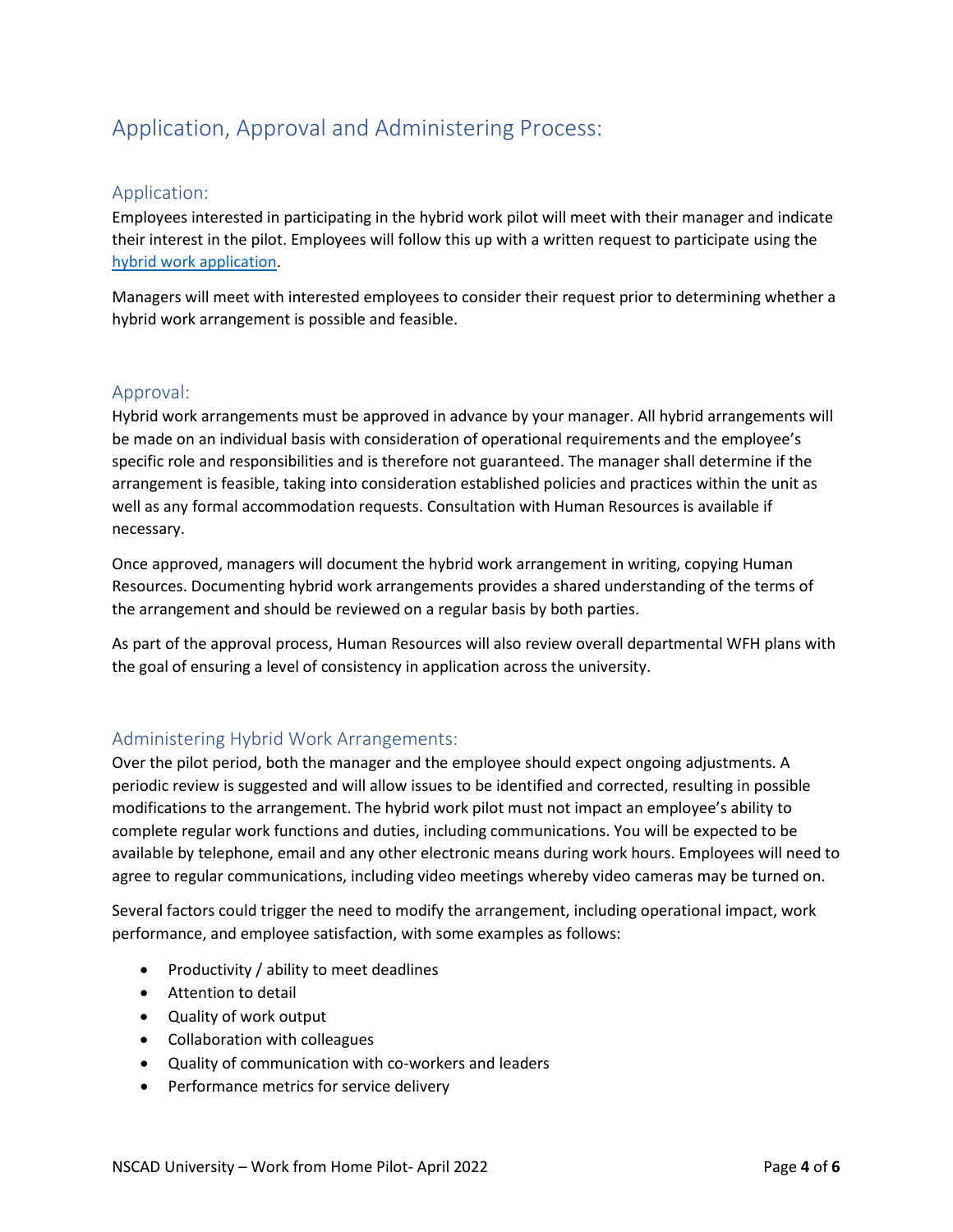## Application, Approval and Administering Process:

### Application:

Employees interested in participating in the hybrid work pilot will meet with their manager and indicate their interest in the pilot. Employees will follow this up with a written request to participate using the hybrid work application.

Managers will meet with interested employees to consider their request prior to determining whether a hybrid work arrangement is possible and feasible.

### Approval:

Hybrid work arrangements must be approved in advance by your manager. All hybrid arrangements will be made on an individual basis with consideration of operational requirements and the employee's specific role and responsibilities and is therefore not guaranteed. The manager shall determine if the arrangement is feasible, taking into consideration established policies and practices within the unit as well as any formal accommodation requests. Consultation with Human Resources is available if necessary.

Once approved, managers will document the hybrid work arrangement in writing, copying Human Resources. Documenting hybrid work arrangements provides a shared understanding of the terms of the arrangement and should be reviewed on a regular basis by both parties.

As part of the approval process, Human Resources will also review overall departmental WFH plans with the goal of ensuring a level of consistency in application across the university.

### Administering Hybrid Work Arrangements:

Over the pilot period, both the manager and the employee should expect ongoing adjustments. A periodic review is suggested and will allow issues to be identified and corrected, resulting in possible modifications to the arrangement. The hybrid work pilot must not impact an employee's ability to complete regular work functions and duties, including communications. You will be expected to be available by telephone, email and any other electronic means during work hours. Employees will need to agree to regular communications, including video meetings whereby video cameras may be turned on.

Several factors could trigger the need to modify the arrangement, including operational impact, work performance, and employee satisfaction, with some examples as follows:

- Productivity / ability to meet deadlines
- Attention to detail
- Quality of work output
- Collaboration with colleagues
- Quality of communication with co-workers and leaders
- Performance metrics for service delivery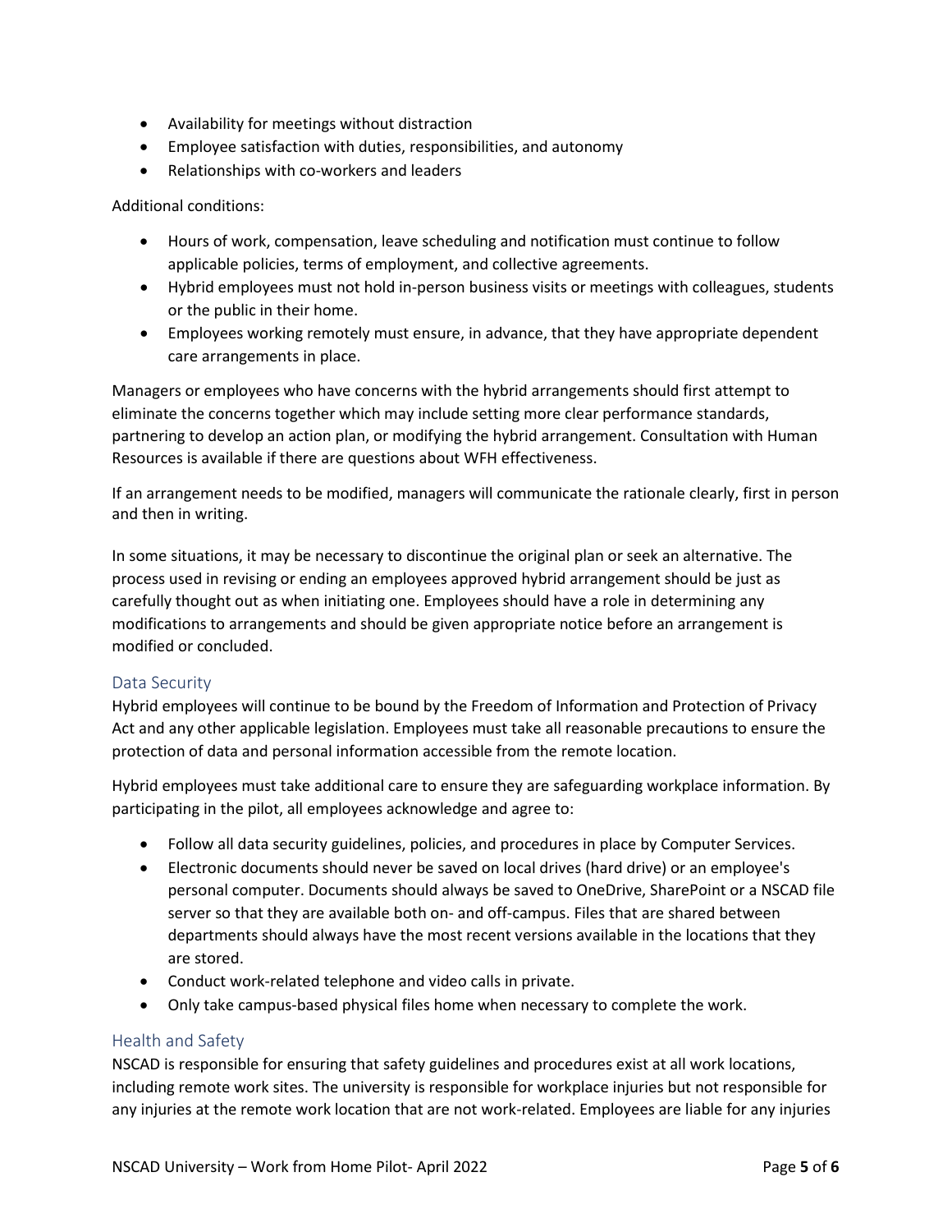- Availability for meetings without distraction
- Employee satisfaction with duties, responsibilities, and autonomy
- Relationships with co-workers and leaders

Additional conditions:

- Hours of work, compensation, leave scheduling and notification must continue to follow applicable policies, terms of employment, and collective agreements.
- Hybrid employees must not hold in-person business visits or meetings with colleagues, students or the public in their home.
- Employees working remotely must ensure, in advance, that they have appropriate dependent care arrangements in place.

Managers or employees who have concerns with the hybrid arrangements should first attempt to eliminate the concerns together which may include setting more clear performance standards, partnering to develop an action plan, or modifying the hybrid arrangement. Consultation with Human Resources is available if there are questions about WFH effectiveness.

If an arrangement needs to be modified, managers will communicate the rationale clearly, first in person and then in writing.

In some situations, it may be necessary to discontinue the original plan or seek an alternative. The process used in revising or ending an employees approved hybrid arrangement should be just as carefully thought out as when initiating one. Employees should have a role in determining any modifications to arrangements and should be given appropriate notice before an arrangement is modified or concluded.

## Data Security

Hybrid employees will continue to be bound by the Freedom of Information and Protection of Privacy Act and any other applicable legislation. Employees must take all reasonable precautions to ensure the protection of data and personal information accessible from the remote location.

Hybrid employees must take additional care to ensure they are safeguarding workplace information. By participating in the pilot, all employees acknowledge and agree to:

- Follow all data security guidelines, policies, and procedures in place by Computer Services.
- Electronic documents should never be saved on local drives (hard drive) or an employee's personal computer. Documents should always be saved to OneDrive, SharePoint or a NSCAD file server so that they are available both on- and off-campus. Files that are shared between departments should always have the most recent versions available in the locations that they are stored.
- Conduct work-related telephone and video calls in private.
- Only take campus-based physical files home when necessary to complete the work.

## Health and Safety

NSCAD is responsible for ensuring that safety guidelines and procedures exist at all work locations, including remote work sites. The university is responsible for workplace injuries but not responsible for any injuries at the remote work location that are not work-related. Employees are liable for any injuries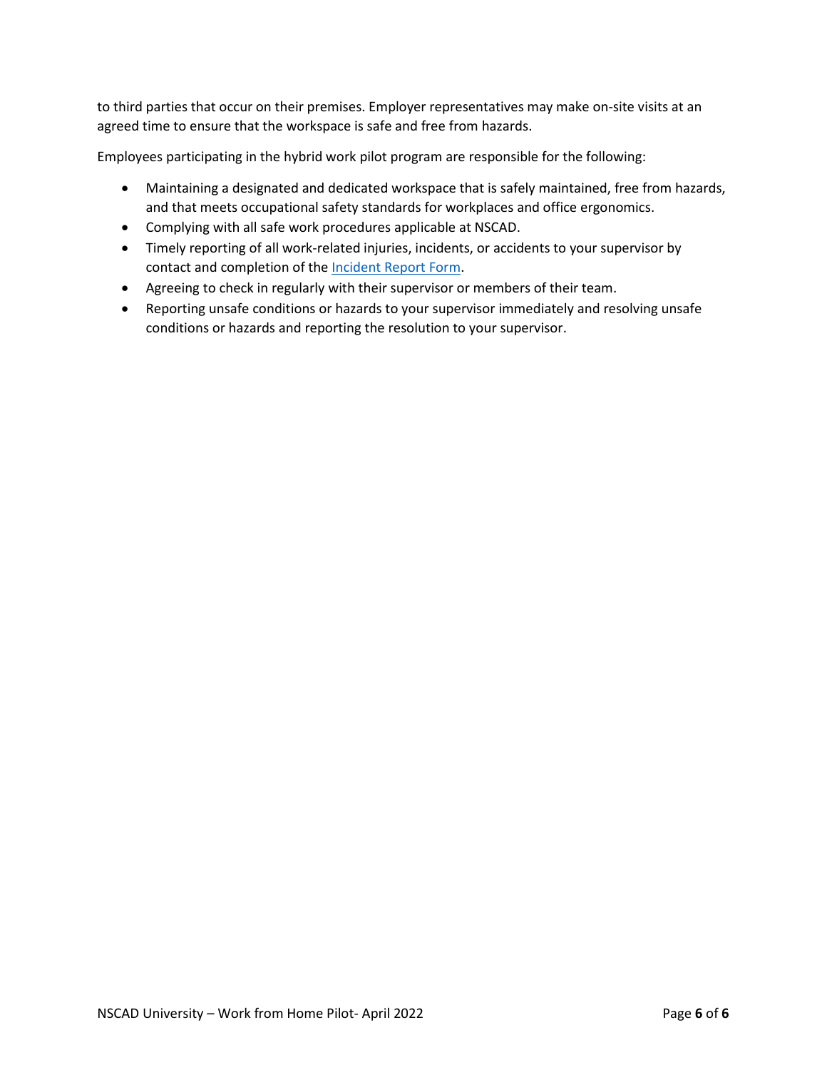to third parties that occur on their premises. Employer representatives may make on-site visits at an agreed time to ensure that the workspace is safe and free from hazards.

Employees participating in the hybrid work pilot program are responsible for the following:

- Maintaining a designated and dedicated workspace that is safely maintained, free from hazards, and that meets occupational safety standards for workplaces and office ergonomics.
- Complying with all safe work procedures applicable at NSCAD.
- Timely reporting of all work-related injuries, incidents, or accidents to your supervisor by contact and completion of the Incident Report Form.
- Agreeing to check in regularly with their supervisor or members of their team.
- Reporting unsafe conditions or hazards to your supervisor immediately and resolving unsafe conditions or hazards and reporting the resolution to your supervisor.